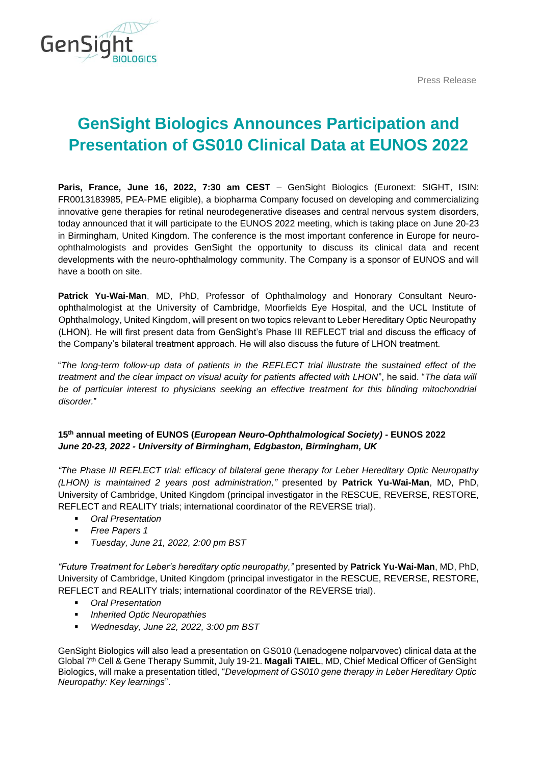Press Release

# GenSight Biologics Announces Participation and Presentation of GS010 Clinical Data at EUNOS 2022

**Paris, France, June 16, 2022, 7:30 am CEST** – GenSight Biologics (Euronext: SIGHT, ISIN: FR0013183985, PEA-PME eligible), a biopharma Company focused on developing and commercializing innovative gene therapies for retinal neurodegenerative diseases and central nervous system disorders, today announced that it will participate to the EUNOS 2022 meeting, which is taking place on June 20-23 in Birmingham, United Kingdom. The conference is the most important conference in Europe for neuro-ophthalmologists and provides GenSight the opportunity to discuss its clinical data and recent developments with the neuro-ophthalmology community. The Company is a sponsor of EUNOS and will have a booth on site.

**Patrick Yu-Wai-Man**, MD, PhD, Professor of Ophthalmology and Honorary Consultant Neuro-ophthalmologist at the University of Cambridge, Moorfields Eye Hospital, and the UCL Institute of Ophthalmology, United Kingdom, will present on two topics relevant to Leber Hereditary Optic Neuropathy (LHON). He will first present data from GenSight's Phase III REFLECT trial and discuss the efficacy of the Company's bilateral treatment approach. He will also discuss the future of LHON treatment.

"*The long-term follow-up data of patients in the REFLECT trial illustrate the sustained effect of the treatment and the clear impact on visual acuity for patients affected with LHON*", he said. "*The data will be of particular interest to physicians seeking an effective treatment for this blinding mitochondrial disorder.*"

**15th annual meeting of EUNOS (*European Neuro-Ophthalmological Society)* - EUNOS 2022**
***June 20-23, 2022 - University of Birmingham, Edgbaston, Birmingham, UK***

*"The Phase III REFLECT trial: efficacy of bilateral gene therapy for Leber Hereditary Optic Neuropathy (LHON) is maintained 2 years post administration,"* presented by **Patrick Yu-Wai-Man**, MD, PhD, University of Cambridge, United Kingdom (principal investigator in the RESCUE, REVERSE, RESTORE, REFLECT and REALITY trials; international coordinator of the REVERSE trial).

- *Oral Presentation*
- *Free Papers 1*
- *Tuesday, June 21, 2022, 2:00 pm BST*

*"Future Treatment for Leber's hereditary optic neuropathy,"* presented by **Patrick Yu-Wai-Man**, MD, PhD, University of Cambridge, United Kingdom (principal investigator in the RESCUE, REVERSE, RESTORE, REFLECT and REALITY trials; international coordinator of the REVERSE trial).

- *Oral Presentation*
- *Inherited Optic Neuropathies*
- *Wednesday, June 22, 2022, 3:00 pm BST*

GenSight Biologics will also lead a presentation on GS010 (Lenadogene nolparvovec) clinical data at the Global 7th Cell & Gene Therapy Summit, July 19-21. **Magali TAIEL**, MD, Chief Medical Officer of GenSight Biologics, will make a presentation titled, "*Development of GS010 gene therapy in Leber Hereditary Optic Neuropathy: Key learnings*".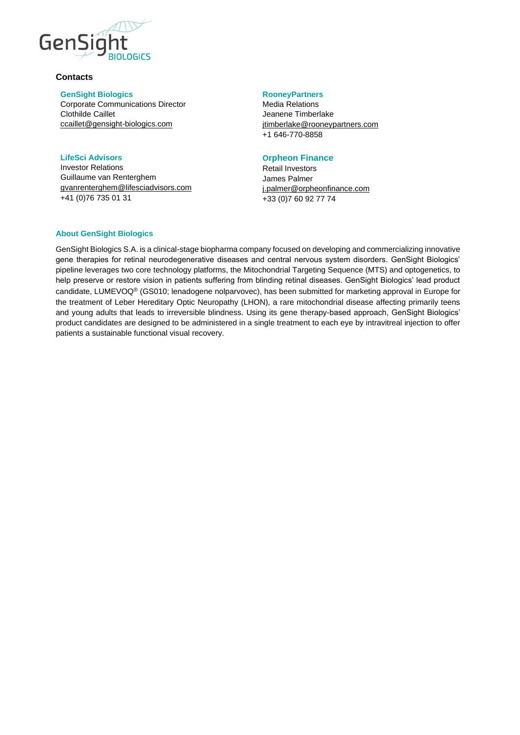## Contacts

**GenSight Biologics**
Corporate Communications Director
Clothilde Caillet
ccaillet@gensight-biologics.com

**RooneyPartners**
Media Relations
Jeanene Timberlake
jtimberlake@rooneypartners.com
+1 646-770-8858

**LifeSci Advisors**
Investor Relations
Guillaume van Renterghem
gvanrenterghem@lifesciadvisors.com
+41 (0)76 735 01 31

**Orpheon Finance**
Retail Investors
James Palmer
j.palmer@orpheonfinance.com
+33 (0)7 60 92 77 74

### About GenSight Biologics

GenSight Biologics S.A. is a clinical-stage biopharma company focused on developing and commercializing innovative gene therapies for retinal neurodegenerative diseases and central nervous system disorders. GenSight Biologics' pipeline leverages two core technology platforms, the Mitochondrial Targeting Sequence (MTS) and optogenetics, to help preserve or restore vision in patients suffering from blinding retinal diseases. GenSight Biologics' lead product candidate, LUMEVOQ® (GS010; lenadogene nolparvovec), has been submitted for marketing approval in Europe for the treatment of Leber Hereditary Optic Neuropathy (LHON), a rare mitochondrial disease affecting primarily teens and young adults that leads to irreversible blindness. Using its gene therapy-based approach, GenSight Biologics' product candidates are designed to be administered in a single treatment to each eye by intravitreal injection to offer patients a sustainable functional visual recovery.